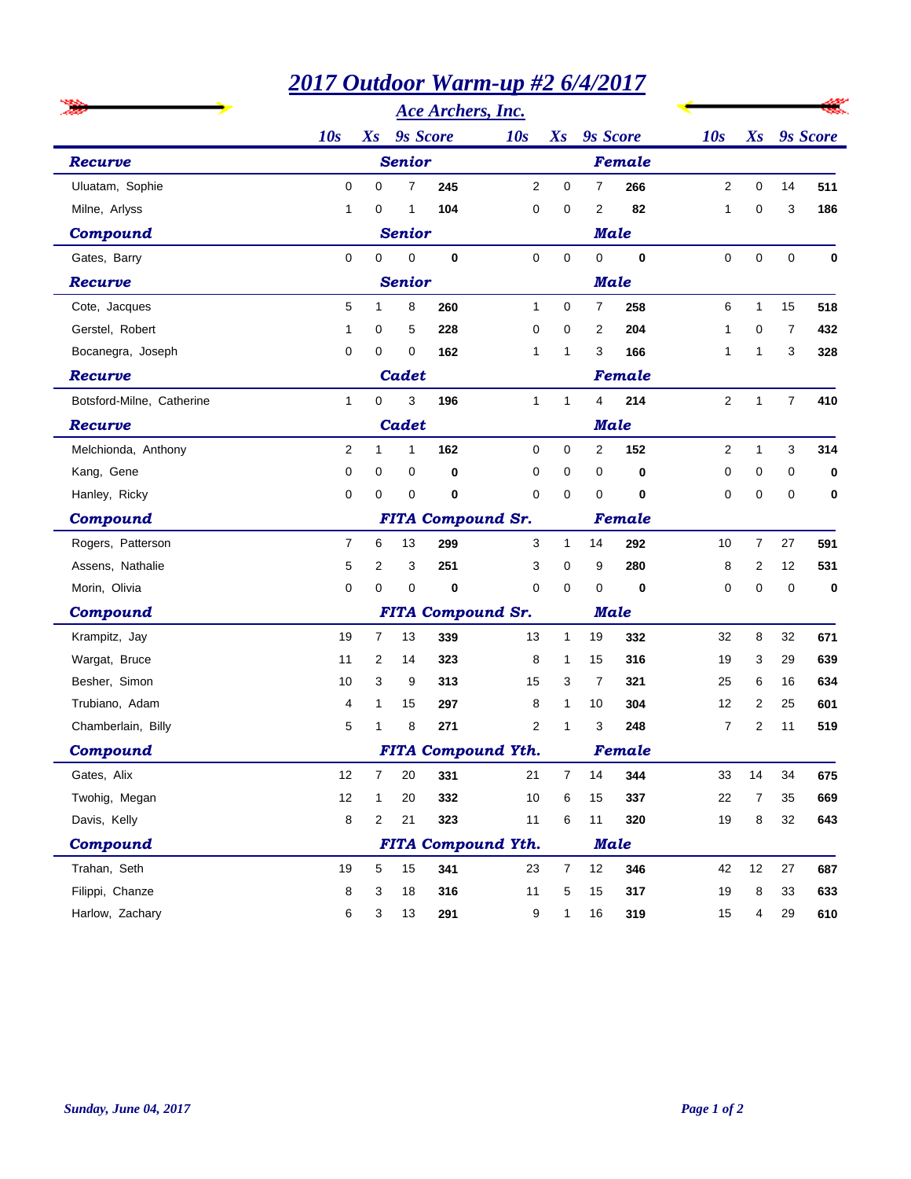# *2017 Outdoor Warm-up #2 6/4/2017*

## *Ace Archers, Inc.*

| | 10s | Xs | 9s | Score | 10s | Xs | 9s | Score | 10s | Xs | 9s | Score |
|---|---|---|---|---|---|---|---|---|---|---|---|---|
| **Recurve — Senior — Female** | | | | | | | | | | | | |
| Uluatam, Sophie | 0 | 0 | 7 | **245** | 2 | 0 | 7 | **266** | 2 | 0 | 14 | **511** |
| Milne, Arlyss | 1 | 0 | 1 | **104** | 0 | 0 | 2 | **82** | 1 | 0 | 3 | **186** |
| **Compound — Senior — Male** | | | | | | | | | | | | |
| Gates, Barry | 0 | 0 | 0 | **0** | 0 | 0 | 0 | **0** | 0 | 0 | 0 | **0** |
| **Recurve — Senior — Male** | | | | | | | | | | | | |
| Cote, Jacques | 5 | 1 | 8 | **260** | 1 | 0 | 7 | **258** | 6 | 1 | 15 | **518** |
| Gerstel, Robert | 1 | 0 | 5 | **228** | 0 | 0 | 2 | **204** | 1 | 0 | 7 | **432** |
| Bocanegra, Joseph | 0 | 0 | 0 | **162** | 1 | 1 | 3 | **166** | 1 | 1 | 3 | **328** |
| **Recurve — Cadet — Female** | | | | | | | | | | | | |
| Botsford-Milne, Catherine | 1 | 0 | 3 | **196** | 1 | 1 | 4 | **214** | 2 | 1 | 7 | **410** |
| **Recurve — Cadet — Male** | | | | | | | | | | | | |
| Melchionda, Anthony | 2 | 1 | 1 | **162** | 0 | 0 | 2 | **152** | 2 | 1 | 3 | **314** |
| Kang, Gene | 0 | 0 | 0 | **0** | 0 | 0 | 0 | **0** | 0 | 0 | 0 | **0** |
| Hanley, Ricky | 0 | 0 | 0 | **0** | 0 | 0 | 0 | **0** | 0 | 0 | 0 | **0** |
| **Compound — FITA Compound Sr. — Female** | | | | | | | | | | | | |
| Rogers, Patterson | 7 | 6 | 13 | **299** | 3 | 1 | 14 | **292** | 10 | 7 | 27 | **591** |
| Assens, Nathalie | 5 | 2 | 3 | **251** | 3 | 0 | 9 | **280** | 8 | 2 | 12 | **531** |
| Morin, Olivia | 0 | 0 | 0 | **0** | 0 | 0 | 0 | **0** | 0 | 0 | 0 | **0** |
| **Compound — FITA Compound Sr. — Male** | | | | | | | | | | | | |
| Krampitz, Jay | 19 | 7 | 13 | **339** | 13 | 1 | 19 | **332** | 32 | 8 | 32 | **671** |
| Wargat, Bruce | 11 | 2 | 14 | **323** | 8 | 1 | 15 | **316** | 19 | 3 | 29 | **639** |
| Besher, Simon | 10 | 3 | 9 | **313** | 15 | 3 | 7 | **321** | 25 | 6 | 16 | **634** |
| Trubiano, Adam | 4 | 1 | 15 | **297** | 8 | 1 | 10 | **304** | 12 | 2 | 25 | **601** |
| Chamberlain, Billy | 5 | 1 | 8 | **271** | 2 | 1 | 3 | **248** | 7 | 2 | 11 | **519** |
| **Compound — FITA Compound Yth. — Female** | | | | | | | | | | | | |
| Gates, Alix | 12 | 7 | 20 | **331** | 21 | 7 | 14 | **344** | 33 | 14 | 34 | **675** |
| Twohig, Megan | 12 | 1 | 20 | **332** | 10 | 6 | 15 | **337** | 22 | 7 | 35 | **669** |
| Davis, Kelly | 8 | 2 | 21 | **323** | 11 | 6 | 11 | **320** | 19 | 8 | 32 | **643** |
| **Compound — FITA Compound Yth. — Male** | | | | | | | | | | | | |
| Trahan, Seth | 19 | 5 | 15 | **341** | 23 | 7 | 12 | **346** | 42 | 12 | 27 | **687** |
| Filippi, Chanze | 8 | 3 | 18 | **316** | 11 | 5 | 15 | **317** | 19 | 8 | 33 | **633** |
| Harlow, Zachary | 6 | 3 | 13 | **291** | 9 | 1 | 16 | **319** | 15 | 4 | 29 | **610** |

*Sunday, June 04, 2017*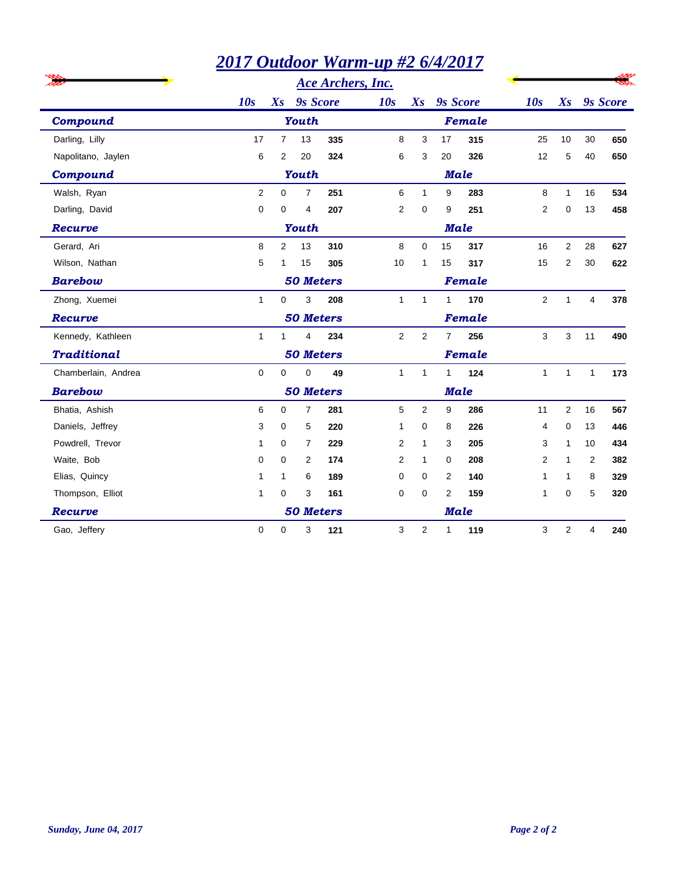# 2017 Outdoor Warm-up #2 6/4/2017

## Ace Archers, Inc.

| | 10s | Xs | 9s | Score | 10s | Xs | 9s | Score | 10s | Xs | 9s | Score |
|---|---|---|---|---|---|---|---|---|---|---|---|---|
| **Compound — Youth — Female** | | | | | | | | | | | | |
| Darling, Lilly | 17 | 7 | 13 | **335** | 8 | 3 | 17 | **315** | 25 | 10 | 30 | **650** |
| Napolitano, Jaylen | 6 | 2 | 20 | **324** | 6 | 3 | 20 | **326** | 12 | 5 | 40 | **650** |
| **Compound — Youth — Male** | | | | | | | | | | | | |
| Walsh, Ryan | 2 | 0 | 7 | **251** | 6 | 1 | 9 | **283** | 8 | 1 | 16 | **534** |
| Darling, David | 0 | 0 | 4 | **207** | 2 | 0 | 9 | **251** | 2 | 0 | 13 | **458** |
| **Recurve — Youth — Male** | | | | | | | | | | | | |
| Gerard, Ari | 8 | 2 | 13 | **310** | 8 | 0 | 15 | **317** | 16 | 2 | 28 | **627** |
| Wilson, Nathan | 5 | 1 | 15 | **305** | 10 | 1 | 15 | **317** | 15 | 2 | 30 | **622** |
| **Barebow — 50 Meters — Female** | | | | | | | | | | | | |
| Zhong, Xuemei | 1 | 0 | 3 | **208** | 1 | 1 | 1 | **170** | 2 | 1 | 4 | **378** |
| **Recurve — 50 Meters — Female** | | | | | | | | | | | | |
| Kennedy, Kathleen | 1 | 1 | 4 | **234** | 2 | 2 | 7 | **256** | 3 | 3 | 11 | **490** |
| **Traditional — 50 Meters — Female** | | | | | | | | | | | | |
| Chamberlain, Andrea | 0 | 0 | 0 | **49** | 1 | 1 | 1 | **124** | 1 | 1 | 1 | **173** |
| **Barebow — 50 Meters — Male** | | | | | | | | | | | | |
| Bhatia, Ashish | 6 | 0 | 7 | **281** | 5 | 2 | 9 | **286** | 11 | 2 | 16 | **567** |
| Daniels, Jeffrey | 3 | 0 | 5 | **220** | 1 | 0 | 8 | **226** | 4 | 0 | 13 | **446** |
| Powdrell, Trevor | 1 | 0 | 7 | **229** | 2 | 1 | 3 | **205** | 3 | 1 | 10 | **434** |
| Waite, Bob | 0 | 0 | 2 | **174** | 2 | 1 | 0 | **208** | 2 | 1 | 2 | **382** |
| Elias, Quincy | 1 | 1 | 6 | **189** | 0 | 0 | 2 | **140** | 1 | 1 | 8 | **329** |
| Thompson, Elliot | 1 | 0 | 3 | **161** | 0 | 0 | 2 | **159** | 1 | 0 | 5 | **320** |
| **Recurve — 50 Meters — Male** | | | | | | | | | | | | |
| Gao, Jeffery | 0 | 0 | 3 | **121** | 3 | 2 | 1 | **119** | 3 | 2 | 4 | **240** |

*Sunday, June 04, 2017*